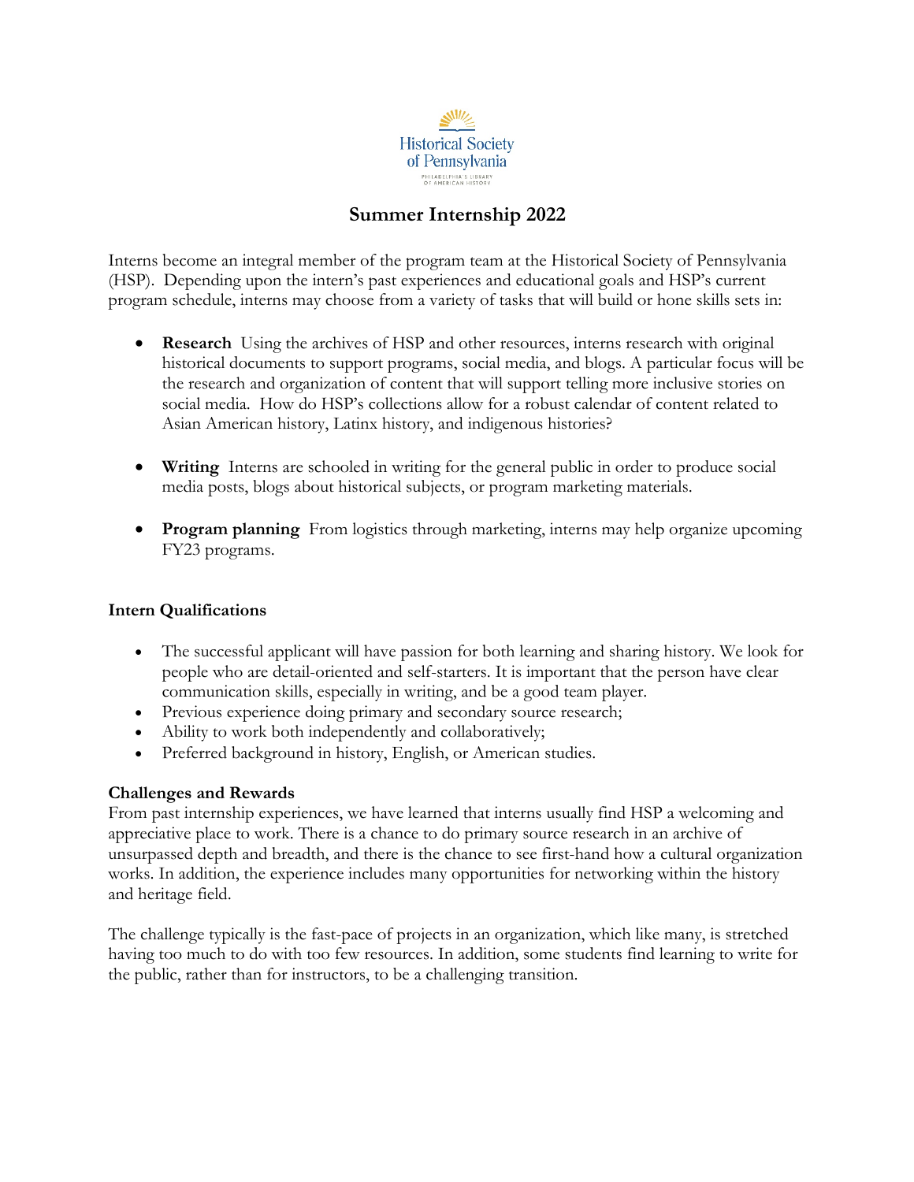Historical Society of Pennsylvania

PHILADELPHIA'S LIBRARY OF AMERICAN HISTORY

# Summer Internship 2022

Interns become an integral member of the program team at the Historical Society of Pennsylvania (HSP). Depending upon the intern's past experiences and educational goals and HSP's current program schedule, interns may choose from a variety of tasks that will build or hone skills sets in:

- **Research** Using the archives of HSP and other resources, interns research with original historical documents to support programs, social media, and blogs. A particular focus will be the research and organization of content that will support telling more inclusive stories on social media. How do HSP's collections allow for a robust calendar of content related to Asian American history, Latinx history, and indigenous histories?

- **Writing** Interns are schooled in writing for the general public in order to produce social media posts, blogs about historical subjects, or program marketing materials.

- **Program planning** From logistics through marketing, interns may help organize upcoming FY23 programs.

### Intern Qualifications

- The successful applicant will have passion for both learning and sharing history. We look for people who are detail-oriented and self-starters. It is important that the person have clear communication skills, especially in writing, and be a good team player.
- Previous experience doing primary and secondary source research;
- Ability to work both independently and collaboratively;
- Preferred background in history, English, or American studies.

### Challenges and Rewards

From past internship experiences, we have learned that interns usually find HSP a welcoming and appreciative place to work. There is a chance to do primary source research in an archive of unsurpassed depth and breadth, and there is the chance to see first-hand how a cultural organization works. In addition, the experience includes many opportunities for networking within the history and heritage field.

The challenge typically is the fast-pace of projects in an organization, which like many, is stretched having too much to do with too few resources. In addition, some students find learning to write for the public, rather than for instructors, to be a challenging transition.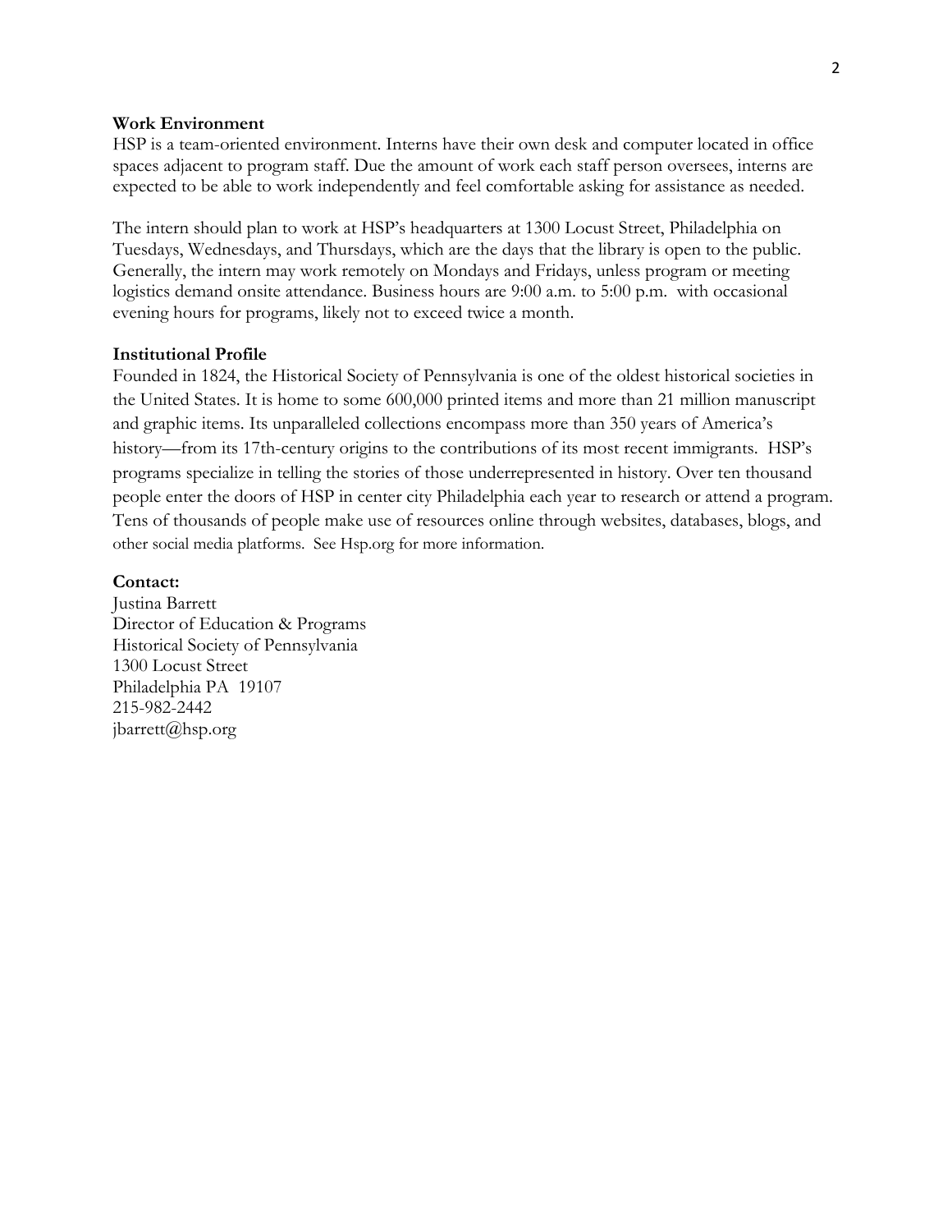**Work Environment**

HSP is a team-oriented environment. Interns have their own desk and computer located in office spaces adjacent to program staff. Due the amount of work each staff person oversees, interns are expected to be able to work independently and feel comfortable asking for assistance as needed.

The intern should plan to work at HSP's headquarters at 1300 Locust Street, Philadelphia on Tuesdays, Wednesdays, and Thursdays, which are the days that the library is open to the public. Generally, the intern may work remotely on Mondays and Fridays, unless program or meeting logistics demand onsite attendance. Business hours are 9:00 a.m. to 5:00 p.m. with occasional evening hours for programs, likely not to exceed twice a month.

**Institutional Profile**

Founded in 1824, the Historical Society of Pennsylvania is one of the oldest historical societies in the United States. It is home to some 600,000 printed items and more than 21 million manuscript and graphic items. Its unparalleled collections encompass more than 350 years of America's history—from its 17th-century origins to the contributions of its most recent immigrants. HSP's programs specialize in telling the stories of those underrepresented in history. Over ten thousand people enter the doors of HSP in center city Philadelphia each year to research or attend a program. Tens of thousands of people make use of resources online through websites, databases, blogs, and other social media platforms. See Hsp.org for more information.

**Contact:**

Justina Barrett
Director of Education & Programs
Historical Society of Pennsylvania
1300 Locust Street
Philadelphia PA 19107
215-982-2442
jbarrett@hsp.org